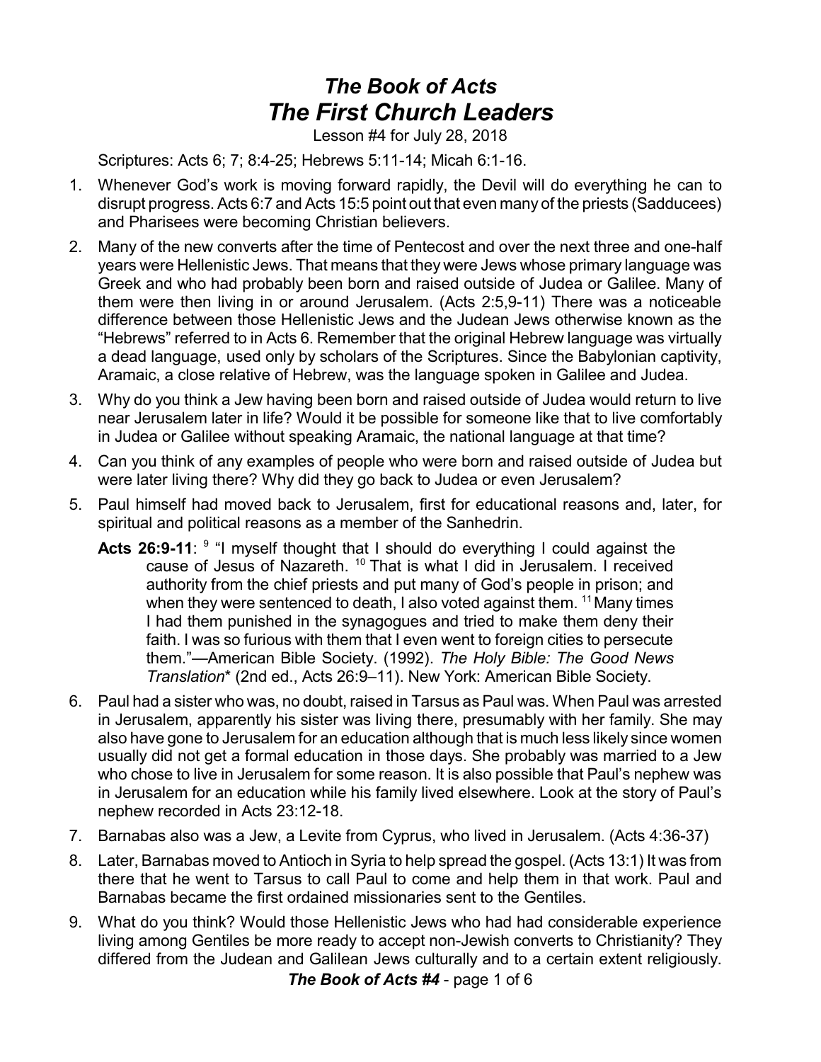# *The Book of Acts*
# *The First Church Leaders*

Lesson #4 for July 28, 2018

Scriptures: Acts 6; 7; 8:4-25; Hebrews 5:11-14; Micah 6:1-16.

1. Whenever God's work is moving forward rapidly, the Devil will do everything he can to disrupt progress. Acts 6:7 and Acts 15:5 point out that even many of the priests (Sadducees) and Pharisees were becoming Christian believers.
2. Many of the new converts after the time of Pentecost and over the next three and one-half years were Hellenistic Jews. That means that they were Jews whose primary language was Greek and who had probably been born and raised outside of Judea or Galilee. Many of them were then living in or around Jerusalem. (Acts 2:5,9-11) There was a noticeable difference between those Hellenistic Jews and the Judean Jews otherwise known as the "Hebrews" referred to in Acts 6. Remember that the original Hebrew language was virtually a dead language, used only by scholars of the Scriptures. Since the Babylonian captivity, Aramaic, a close relative of Hebrew, was the language spoken in Galilee and Judea.
3. Why do you think a Jew having been born and raised outside of Judea would return to live near Jerusalem later in life? Would it be possible for someone like that to live comfortably in Judea or Galilee without speaking Aramaic, the national language at that time?
4. Can you think of any examples of people who were born and raised outside of Judea but were later living there? Why did they go back to Judea or even Jerusalem?
5. Paul himself had moved back to Jerusalem, first for educational reasons and, later, for spiritual and political reasons as a member of the Sanhedrin.

   **Acts 26:9-11**: [9] "I myself thought that I should do everything I could against the cause of Jesus of Nazareth. [10] That is what I did in Jerusalem. I received authority from the chief priests and put many of God's people in prison; and when they were sentenced to death, I also voted against them. [11] Many times I had them punished in the synagogues and tried to make them deny their faith. I was so furious with them that I even went to foreign cities to persecute them."—American Bible Society. (1992). *The Holy Bible: The Good News Translation*\* (2nd ed., Acts 26:9–11). New York: American Bible Society.

6. Paul had a sister who was, no doubt, raised in Tarsus as Paul was. When Paul was arrested in Jerusalem, apparently his sister was living there, presumably with her family. She may also have gone to Jerusalem for an education although that is much less likely since women usually did not get a formal education in those days. She probably was married to a Jew who chose to live in Jerusalem for some reason. It is also possible that Paul's nephew was in Jerusalem for an education while his family lived elsewhere. Look at the story of Paul's nephew recorded in Acts 23:12-18.
7. Barnabas also was a Jew, a Levite from Cyprus, who lived in Jerusalem. (Acts 4:36-37)
8. Later, Barnabas moved to Antioch in Syria to help spread the gospel. (Acts 13:1) It was from there that he went to Tarsus to call Paul to come and help them in that work. Paul and Barnabas became the first ordained missionaries sent to the Gentiles.
9. What do you think? Would those Hellenistic Jews who had had considerable experience living among Gentiles be more ready to accept non-Jewish converts to Christianity? They differed from the Judean and Galilean Jews culturally and to a certain extent religiously.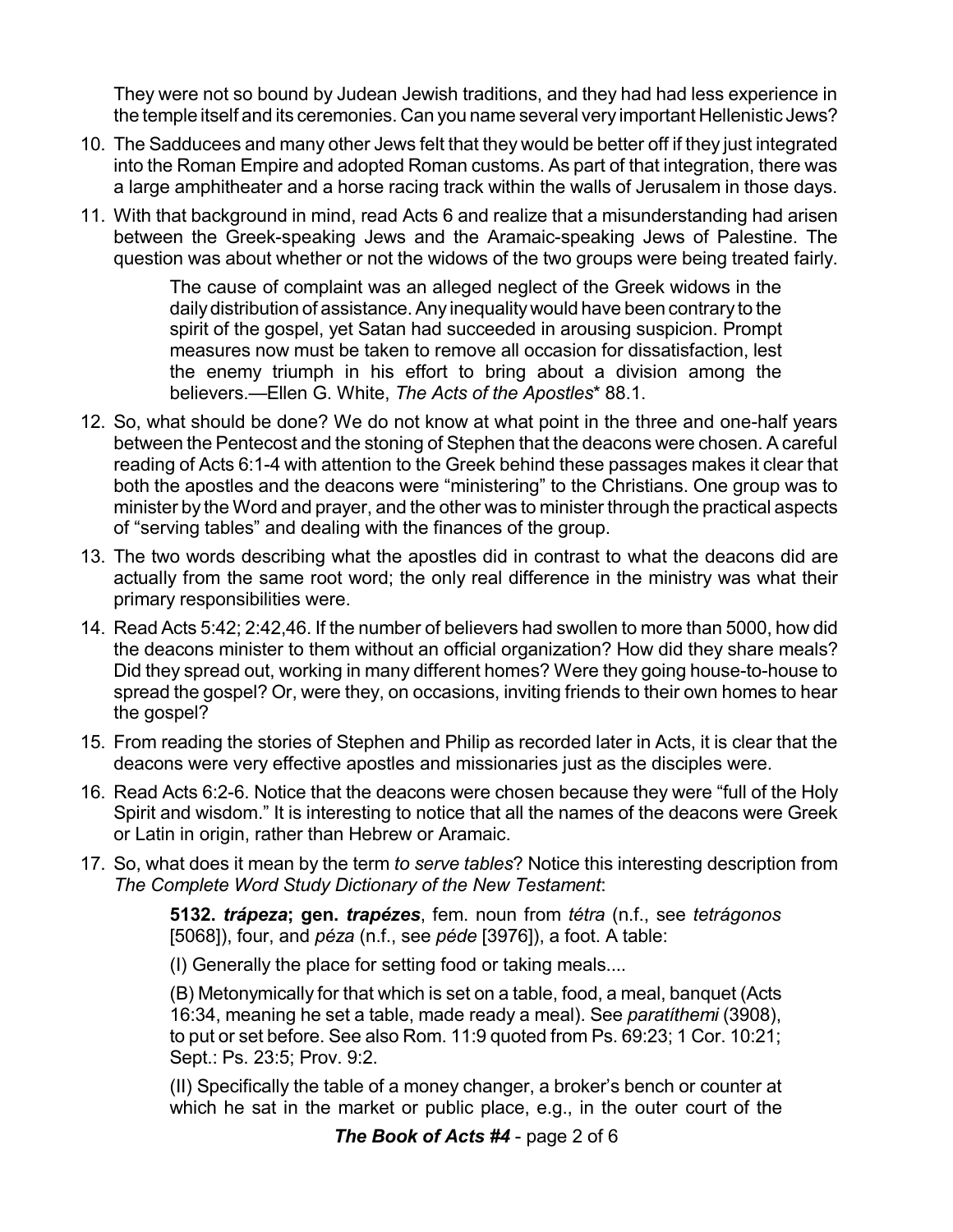They were not so bound by Judean Jewish traditions, and they had had less experience in the temple itself and its ceremonies. Can you name several very important Hellenistic Jews?

10. The Sadducees and many other Jews felt that they would be better off if they just integrated into the Roman Empire and adopted Roman customs. As part of that integration, there was a large amphitheater and a horse racing track within the walls of Jerusalem in those days.

11. With that background in mind, read Acts 6 and realize that a misunderstanding had arisen between the Greek-speaking Jews and the Aramaic-speaking Jews of Palestine. The question was about whether or not the widows of the two groups were being treated fairly.

    > The cause of complaint was an alleged neglect of the Greek widows in the daily distribution of assistance. Any inequality would have been contrary to the spirit of the gospel, yet Satan had succeeded in arousing suspicion. Prompt measures now must be taken to remove all occasion for dissatisfaction, lest the enemy triumph in his effort to bring about a division among the believers.—Ellen G. White, *The Acts of the Apostles** 88.1.

12. So, what should be done? We do not know at what point in the three and one-half years between the Pentecost and the stoning of Stephen that the deacons were chosen. A careful reading of Acts 6:1-4 with attention to the Greek behind these passages makes it clear that both the apostles and the deacons were "ministering" to the Christians. One group was to minister by the Word and prayer, and the other was to minister through the practical aspects of "serving tables" and dealing with the finances of the group.

13. The two words describing what the apostles did in contrast to what the deacons did are actually from the same root word; the only real difference in the ministry was what their primary responsibilities were.

14. Read Acts 5:42; 2:42,46. If the number of believers had swollen to more than 5000, how did the deacons minister to them without an official organization? How did they share meals? Did they spread out, working in many different homes? Were they going house-to-house to spread the gospel? Or, were they, on occasions, inviting friends to their own homes to hear the gospel?

15. From reading the stories of Stephen and Philip as recorded later in Acts, it is clear that the deacons were very effective apostles and missionaries just as the disciples were.

16. Read Acts 6:2-6. Notice that the deacons were chosen because they were "full of the Holy Spirit and wisdom." It is interesting to notice that all the names of the deacons were Greek or Latin in origin, rather than Hebrew or Aramaic.

17. So, what does it mean by the term *to serve tables*? Notice this interesting description from *The Complete Word Study Dictionary of the New Testament*:

    > **5132. *trápeza*; gen. *trapézes***, fem. noun from *tétra* (n.f., see *tetrágonos* [5068]), four, and *péza* (n.f., see *péde* [3976]), a foot. A table:
    >
    > (I) Generally the place for setting food or taking meals....
    >
    > (B) Metonymically for that which is set on a table, food, a meal, banquet (Acts 16:34, meaning he set a table, made ready a meal). See *paratíthemi* (3908), to put or set before. See also Rom. 11:9 quoted from Ps. 69:23; 1 Cor. 10:21; Sept.: Ps. 23:5; Prov. 9:2.
    >
    > (II) Specifically the table of a money changer, a broker's bench or counter at which he sat in the market or public place, e.g., in the outer court of the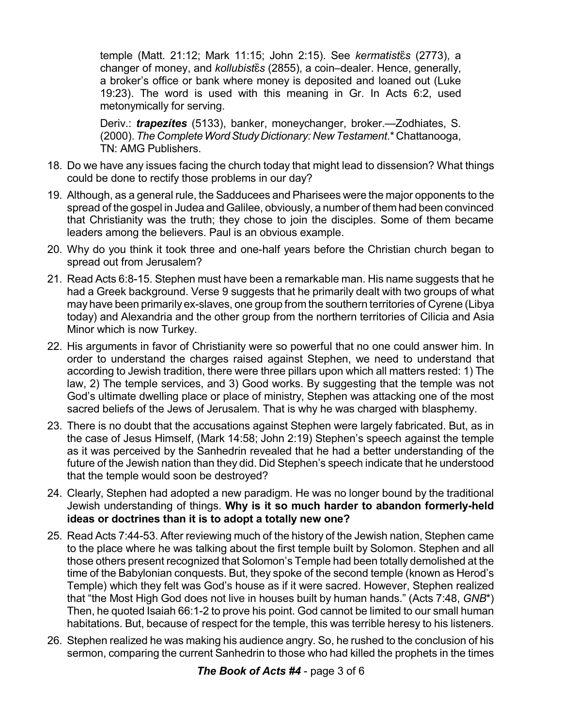temple (Matt. 21:12; Mark 11:15; John 2:15). See *kermatistȇs* (2773), a changer of money, and *kollubistȇs* (2855), a coin–dealer. Hence, generally, a broker's office or bank where money is deposited and loaned out (Luke 19:23). The word is used with this meaning in Gr. In Acts 6:2, used metonymically for serving.

Deriv.: ***trapezítes*** (5133), banker, moneychanger, broker.—Zodhiates, S. (2000). *The Complete Word Study Dictionary: New Testament*.* Chattanooga, TN: AMG Publishers.

18. Do we have any issues facing the church today that might lead to dissension? What things could be done to rectify those problems in our day?
19. Although, as a general rule, the Sadducees and Pharisees were the major opponents to the spread of the gospel in Judea and Galilee, obviously, a number of them had been convinced that Christianity was the truth; they chose to join the disciples. Some of them became leaders among the believers. Paul is an obvious example.
20. Why do you think it took three and one-half years before the Christian church began to spread out from Jerusalem?
21. Read Acts 6:8-15. Stephen must have been a remarkable man. His name suggests that he had a Greek background. Verse 9 suggests that he primarily dealt with two groups of what may have been primarily ex-slaves, one group from the southern territories of Cyrene (Libya today) and Alexandria and the other group from the northern territories of Cilicia and Asia Minor which is now Turkey.
22. His arguments in favor of Christianity were so powerful that no one could answer him. In order to understand the charges raised against Stephen, we need to understand that according to Jewish tradition, there were three pillars upon which all matters rested: 1) The law, 2) The temple services, and 3) Good works. By suggesting that the temple was not God's ultimate dwelling place or place of ministry, Stephen was attacking one of the most sacred beliefs of the Jews of Jerusalem. That is why he was charged with blasphemy.
23. There is no doubt that the accusations against Stephen were largely fabricated. But, as in the case of Jesus Himself, (Mark 14:58; John 2:19) Stephen's speech against the temple as it was perceived by the Sanhedrin revealed that he had a better understanding of the future of the Jewish nation than they did. Did Stephen's speech indicate that he understood that the temple would soon be destroyed?
24. Clearly, Stephen had adopted a new paradigm. He was no longer bound by the traditional Jewish understanding of things. **Why is it so much harder to abandon formerly-held ideas or doctrines than it is to adopt a totally new one?**
25. Read Acts 7:44-53. After reviewing much of the history of the Jewish nation, Stephen came to the place where he was talking about the first temple built by Solomon. Stephen and all those others present recognized that Solomon's Temple had been totally demolished at the time of the Babylonian conquests. But, they spoke of the second temple (known as Herod's Temple) which they felt was God's house as if it were sacred. However, Stephen realized that "the Most High God does not live in houses built by human hands." (Acts 7:48, *GNB**) Then, he quoted Isaiah 66:1-2 to prove his point. God cannot be limited to our small human habitations. But, because of respect for the temple, this was terrible heresy to his listeners.
26. Stephen realized he was making his audience angry. So, he rushed to the conclusion of his sermon, comparing the current Sanhedrin to those who had killed the prophets in the times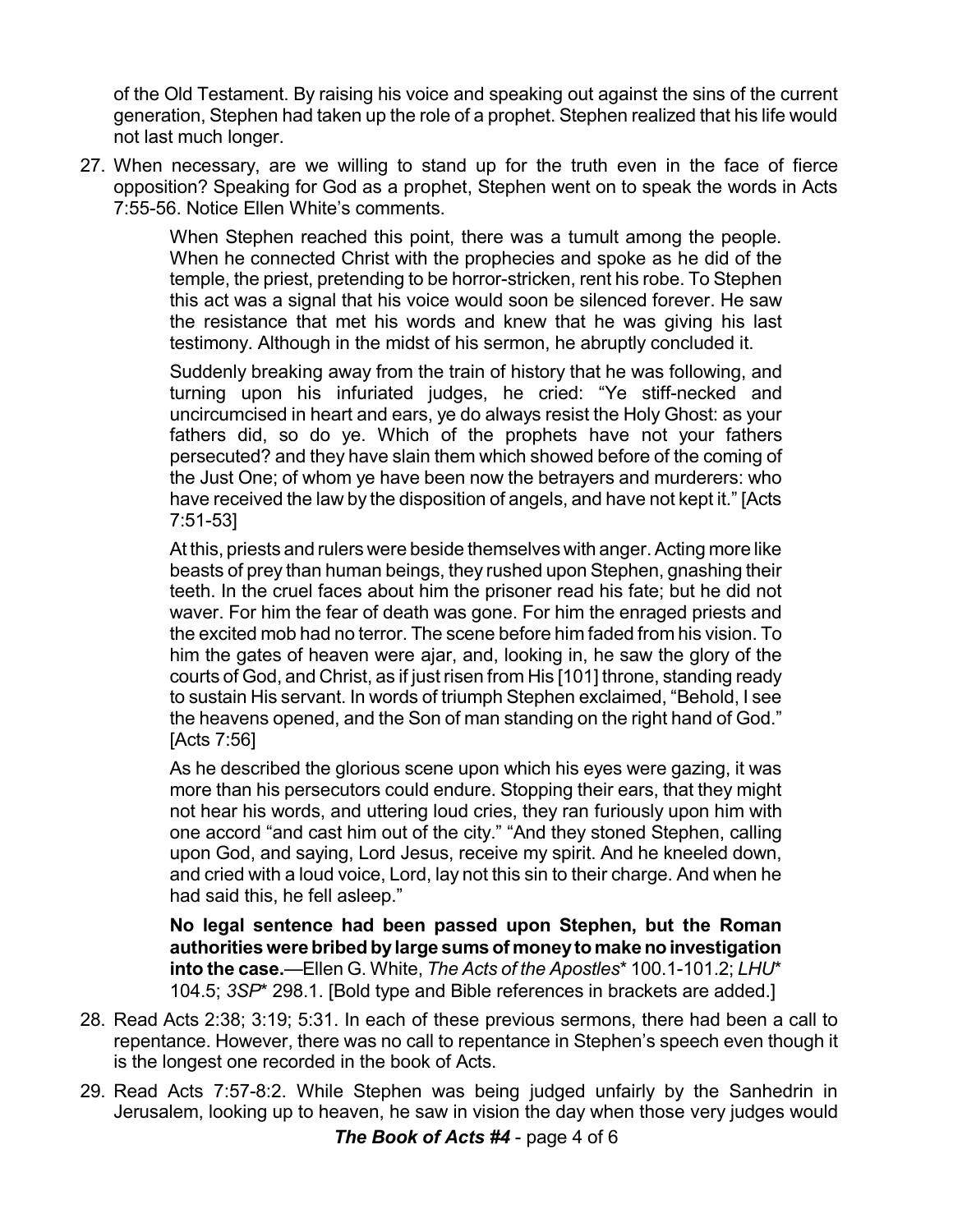of the Old Testament. By raising his voice and speaking out against the sins of the current generation, Stephen had taken up the role of a prophet. Stephen realized that his life would not last much longer.

27. When necessary, are we willing to stand up for the truth even in the face of fierce opposition? Speaking for God as a prophet, Stephen went on to speak the words in Acts 7:55-56. Notice Ellen White's comments.

> When Stephen reached this point, there was a tumult among the people. When he connected Christ with the prophecies and spoke as he did of the temple, the priest, pretending to be horror-stricken, rent his robe. To Stephen this act was a signal that his voice would soon be silenced forever. He saw the resistance that met his words and knew that he was giving his last testimony. Although in the midst of his sermon, he abruptly concluded it.
>
> Suddenly breaking away from the train of history that he was following, and turning upon his infuriated judges, he cried: "Ye stiff-necked and uncircumcised in heart and ears, ye do always resist the Holy Ghost: as your fathers did, so do ye. Which of the prophets have not your fathers persecuted? and they have slain them which showed before of the coming of the Just One; of whom ye have been now the betrayers and murderers: who have received the law by the disposition of angels, and have not kept it." [Acts 7:51-53]
>
> At this, priests and rulers were beside themselves with anger. Acting more like beasts of prey than human beings, they rushed upon Stephen, gnashing their teeth. In the cruel faces about him the prisoner read his fate; but he did not waver. For him the fear of death was gone. For him the enraged priests and the excited mob had no terror. The scene before him faded from his vision. To him the gates of heaven were ajar, and, looking in, he saw the glory of the courts of God, and Christ, as if just risen from His [101] throne, standing ready to sustain His servant. In words of triumph Stephen exclaimed, "Behold, I see the heavens opened, and the Son of man standing on the right hand of God." [Acts 7:56]
>
> As he described the glorious scene upon which his eyes were gazing, it was more than his persecutors could endure. Stopping their ears, that they might not hear his words, and uttering loud cries, they ran furiously upon him with one accord "and cast him out of the city." "And they stoned Stephen, calling upon God, and saying, Lord Jesus, receive my spirit. And he kneeled down, and cried with a loud voice, Lord, lay not this sin to their charge. And when he had said this, he fell asleep."
>
> **No legal sentence had been passed upon Stephen, but the Roman authorities were bribed by large sums of money to make no investigation into the case.**—Ellen G. White, *The Acts of the Apostles*\* 100.1-101.2; *LHU*\* 104.5; *3SP*\* 298.1. [Bold type and Bible references in brackets are added.]

28. Read Acts 2:38; 3:19; 5:31. In each of these previous sermons, there had been a call to repentance. However, there was no call to repentance in Stephen's speech even though it is the longest one recorded in the book of Acts.

29. Read Acts 7:57-8:2. While Stephen was being judged unfairly by the Sanhedrin in Jerusalem, looking up to heaven, he saw in vision the day when those very judges would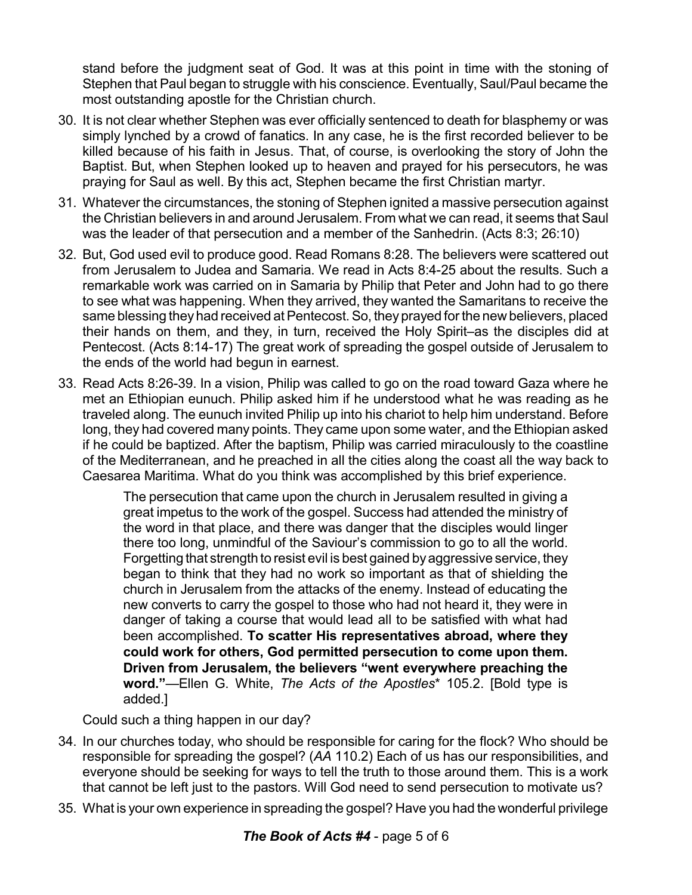stand before the judgment seat of God. It was at this point in time with the stoning of Stephen that Paul began to struggle with his conscience. Eventually, Saul/Paul became the most outstanding apostle for the Christian church.

30. It is not clear whether Stephen was ever officially sentenced to death for blasphemy or was simply lynched by a crowd of fanatics. In any case, he is the first recorded believer to be killed because of his faith in Jesus. That, of course, is overlooking the story of John the Baptist. But, when Stephen looked up to heaven and prayed for his persecutors, he was praying for Saul as well. By this act, Stephen became the first Christian martyr.

31. Whatever the circumstances, the stoning of Stephen ignited a massive persecution against the Christian believers in and around Jerusalem. From what we can read, it seems that Saul was the leader of that persecution and a member of the Sanhedrin. (Acts 8:3; 26:10)

32. But, God used evil to produce good. Read Romans 8:28. The believers were scattered out from Jerusalem to Judea and Samaria. We read in Acts 8:4-25 about the results. Such a remarkable work was carried on in Samaria by Philip that Peter and John had to go there to see what was happening. When they arrived, they wanted the Samaritans to receive the same blessing they had received at Pentecost. So, they prayed for the new believers, placed their hands on them, and they, in turn, received the Holy Spirit–as the disciples did at Pentecost. (Acts 8:14-17) The great work of spreading the gospel outside of Jerusalem to the ends of the world had begun in earnest.

33. Read Acts 8:26-39. In a vision, Philip was called to go on the road toward Gaza where he met an Ethiopian eunuch. Philip asked him if he understood what he was reading as he traveled along. The eunuch invited Philip up into his chariot to help him understand. Before long, they had covered many points. They came upon some water, and the Ethiopian asked if he could be baptized. After the baptism, Philip was carried miraculously to the coastline of the Mediterranean, and he preached in all the cities along the coast all the way back to Caesarea Maritima. What do you think was accomplished by this brief experience.

    > The persecution that came upon the church in Jerusalem resulted in giving a great impetus to the work of the gospel. Success had attended the ministry of the word in that place, and there was danger that the disciples would linger there too long, unmindful of the Saviour's commission to go to all the world. Forgetting that strength to resist evil is best gained by aggressive service, they began to think that they had no work so important as that of shielding the church in Jerusalem from the attacks of the enemy. Instead of educating the new converts to carry the gospel to those who had not heard it, they were in danger of taking a course that would lead all to be satisfied with what had been accomplished. **To scatter His representatives abroad, where they could work for others, God permitted persecution to come upon them. Driven from Jerusalem, the believers "went everywhere preaching the word."**—Ellen G. White, *The Acts of the Apostles** 105.2. [Bold type is added.]

    Could such a thing happen in our day?

34. In our churches today, who should be responsible for caring for the flock? Who should be responsible for spreading the gospel? (*AA* 110.2) Each of us has our responsibilities, and everyone should be seeking for ways to tell the truth to those around them. This is a work that cannot be left just to the pastors. Will God need to send persecution to motivate us?

35. What is your own experience in spreading the gospel? Have you had the wonderful privilege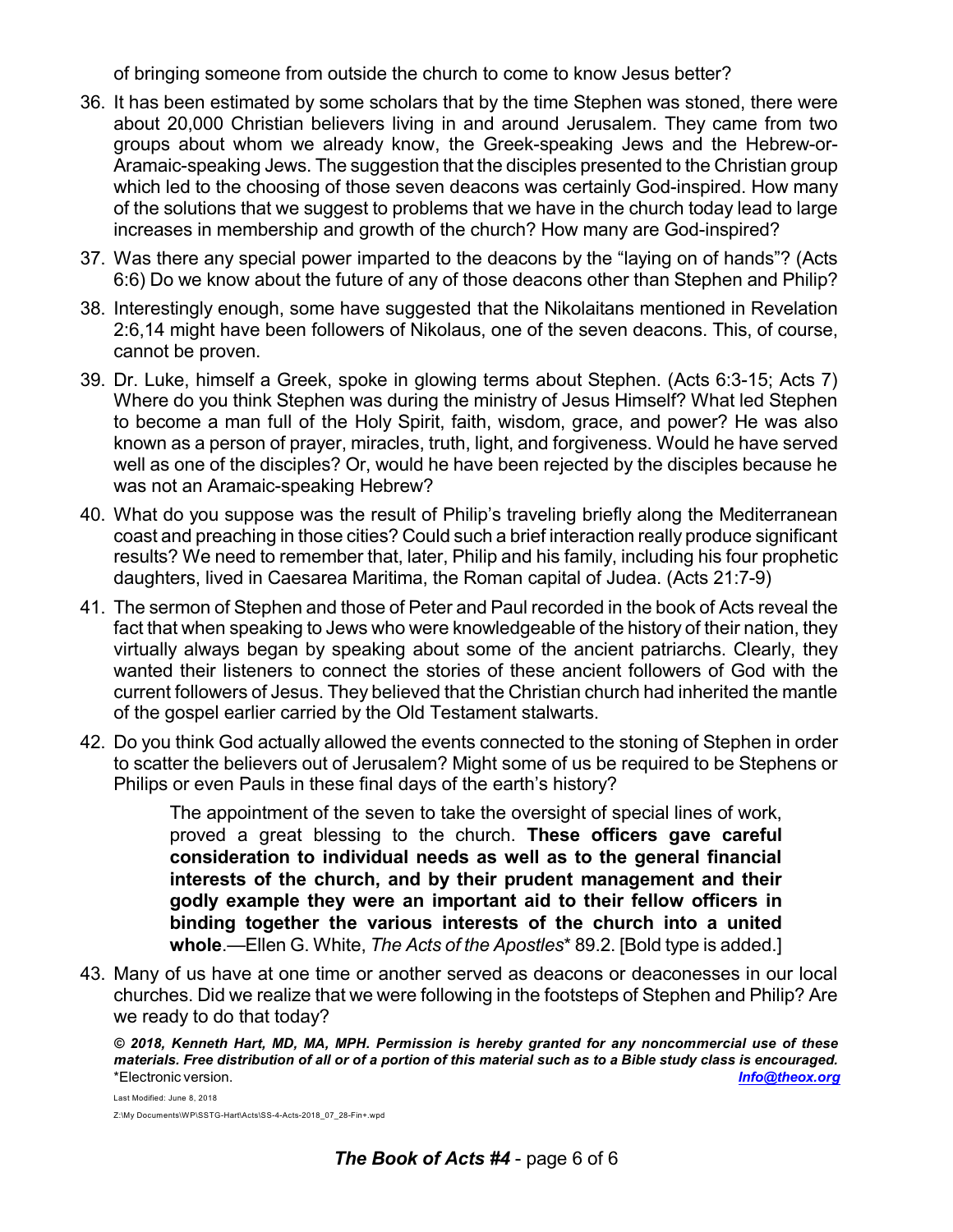of bringing someone from outside the church to come to know Jesus better?

36. It has been estimated by some scholars that by the time Stephen was stoned, there were about 20,000 Christian believers living in and around Jerusalem. They came from two groups about whom we already know, the Greek-speaking Jews and the Hebrew-or-Aramaic-speaking Jews. The suggestion that the disciples presented to the Christian group which led to the choosing of those seven deacons was certainly God-inspired. How many of the solutions that we suggest to problems that we have in the church today lead to large increases in membership and growth of the church? How many are God-inspired?

37. Was there any special power imparted to the deacons by the "laying on of hands"? (Acts 6:6) Do we know about the future of any of those deacons other than Stephen and Philip?

38. Interestingly enough, some have suggested that the Nikolaitans mentioned in Revelation 2:6,14 might have been followers of Nikolaus, one of the seven deacons. This, of course, cannot be proven.

39. Dr. Luke, himself a Greek, spoke in glowing terms about Stephen. (Acts 6:3-15; Acts 7) Where do you think Stephen was during the ministry of Jesus Himself? What led Stephen to become a man full of the Holy Spirit, faith, wisdom, grace, and power? He was also known as a person of prayer, miracles, truth, light, and forgiveness. Would he have served well as one of the disciples? Or, would he have been rejected by the disciples because he was not an Aramaic-speaking Hebrew?

40. What do you suppose was the result of Philip's traveling briefly along the Mediterranean coast and preaching in those cities? Could such a brief interaction really produce significant results? We need to remember that, later, Philip and his family, including his four prophetic daughters, lived in Caesarea Maritima, the Roman capital of Judea. (Acts 21:7-9)

41. The sermon of Stephen and those of Peter and Paul recorded in the book of Acts reveal the fact that when speaking to Jews who were knowledgeable of the history of their nation, they virtually always began by speaking about some of the ancient patriarchs. Clearly, they wanted their listeners to connect the stories of these ancient followers of God with the current followers of Jesus. They believed that the Christian church had inherited the mantle of the gospel earlier carried by the Old Testament stalwarts.

42. Do you think God actually allowed the events connected to the stoning of Stephen in order to scatter the believers out of Jerusalem? Might some of us be required to be Stephens or Philips or even Pauls in these final days of the earth's history?

> The appointment of the seven to take the oversight of special lines of work, proved a great blessing to the church. **These officers gave careful consideration to individual needs as well as to the general financial interests of the church, and by their prudent management and their godly example they were an important aid to their fellow officers in binding together the various interests of the church into a united whole**.—Ellen G. White, *The Acts of the Apostles*\* 89.2. [Bold type is added.]

43. Many of us have at one time or another served as deacons or deaconesses in our local churches. Did we realize that we were following in the footsteps of Stephen and Philip? Are we ready to do that today?

***© 2018, Kenneth Hart, MD, MA, MPH. Permission is hereby granted for any noncommercial use of these materials. Free distribution of all or of a portion of this material such as to a Bible study class is encouraged.***
*Electronic version. ***Info@theox.org***

Last Modified: June 8, 2018

Z:\My Documents\WP\SSTG-Hart\Acts\SS-4-Acts-2018_07_28-Fin+.wpd